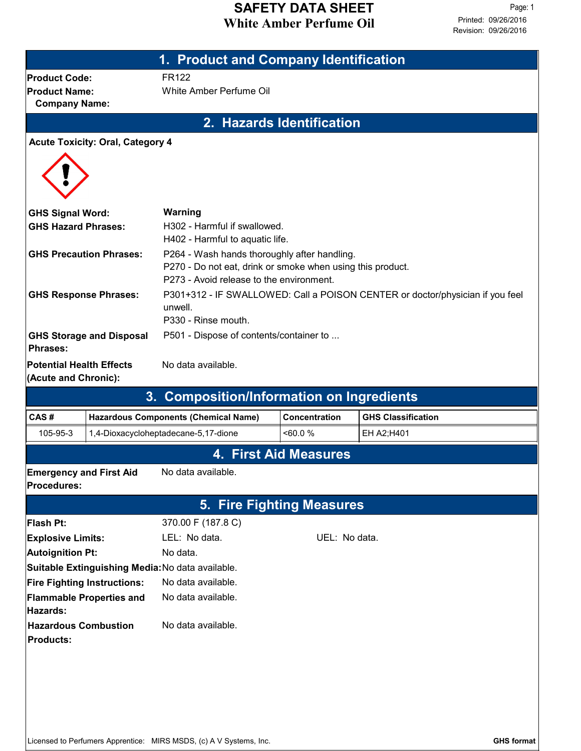# SAFETY DATA SHEET
## White Amber Perfume Oil

Printed: 09/26/2016
Revision: 09/26/2016

## 1. Product and Company Identification

**Product Code:** FR122
**Product Name:** White Amber Perfume Oil
**Company Name:**

## 2. Hazards Identification

**Acute Toxicity: Oral, Category 4**

**GHS Signal Word:** **Warning**

**GHS Hazard Phrases:**
H302 - Harmful if swallowed.
H402 - Harmful to aquatic life.

**GHS Precaution Phrases:**
P264 - Wash hands thoroughly after handling.
P270 - Do not eat, drink or smoke when using this product.
P273 - Avoid release to the environment.

**GHS Response Phrases:**
P301+312 - IF SWALLOWED: Call a POISON CENTER or doctor/physician if you feel unwell.
P330 - Rinse mouth.

**GHS Storage and Disposal Phrases:** P501 - Dispose of contents/container to ...

**Potential Health Effects (Acute and Chronic):** No data available.

## 3. Composition/Information on Ingredients

| CAS # | Hazardous Components (Chemical Name) | Concentration | GHS Classification |
|---|---|---|---|
| 105-95-3 | 1,4-Dioxacycloheptadecane-5,17-dione | <60.0 % | EH A2;H401 |

## 4. First Aid Measures

**Emergency and First Aid Procedures:** No data available.

## 5. Fire Fighting Measures

**Flash Pt:** 370.00 F (187.8 C)
**Explosive Limits:** LEL: No data. UEL: No data.
**Autoignition Pt:** No data.
**Suitable Extinguishing Media:** No data available.
**Fire Fighting Instructions:** No data available.
**Flammable Properties and Hazards:** No data available.
**Hazardous Combustion Products:** No data available.

Licensed to Perfumers Apprentice: MIRS MSDS, (c) A V Systems, Inc. GHS format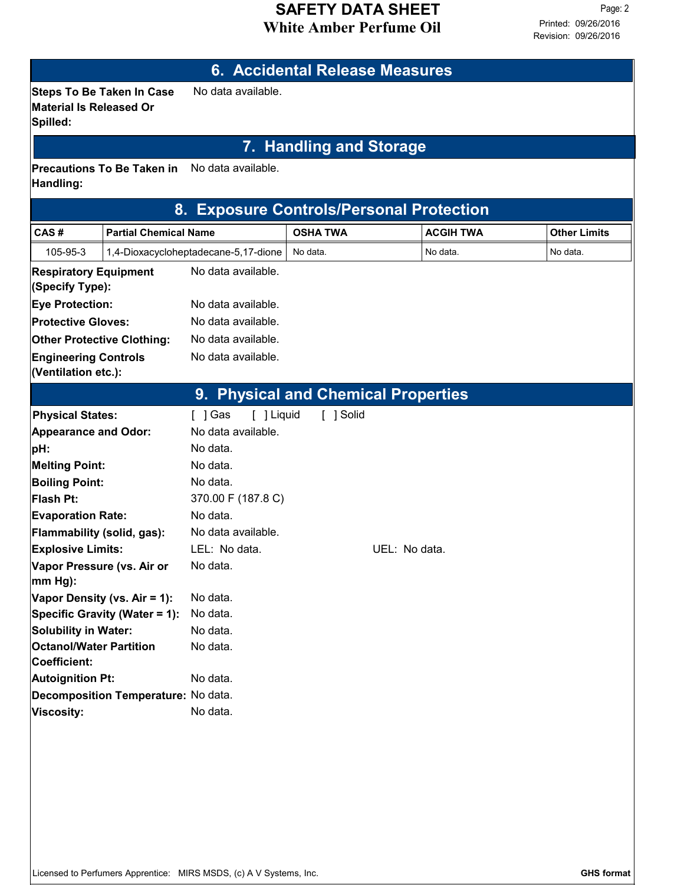## 6. Accidental Release Measures

**Steps To Be Taken In Case Material Is Released Or Spilled:** No data available.

## 7. Handling and Storage

**Precautions To Be Taken in Handling:** No data available.

## 8. Exposure Controls/Personal Protection

| CAS # | Partial Chemical Name | OSHA TWA | ACGIH TWA | Other Limits |
|---|---|---|---|---|
| 105-95-3 | 1,4-Dioxacycloheptadecane-5,17-dione | No data. | No data. | No data. |

**Respiratory Equipment (Specify Type):** No data available.

**Eye Protection:** No data available.

**Protective Gloves:** No data available.

**Other Protective Clothing:** No data available.

**Engineering Controls (Ventilation etc.):** No data available.

## 9. Physical and Chemical Properties

**Physical States:** [ ] Gas [ ] Liquid [ ] Solid

**Appearance and Odor:** No data available.

**pH:** No data.

**Melting Point:** No data.

**Boiling Point:** No data.

**Flash Pt:** 370.00 F (187.8 C)

**Evaporation Rate:** No data.

**Flammability (solid, gas):** No data available.

**Explosive Limits:** LEL: No data. UEL: No data.

**Vapor Pressure (vs. Air or mm Hg):** No data.

**Vapor Density (vs. Air = 1):** No data.

**Specific Gravity (Water = 1):** No data.

**Solubility in Water:** No data.

**Octanol/Water Partition Coefficient:** No data.

**Autoignition Pt:** No data.

**Decomposition Temperature:** No data.

**Viscosity:** No data.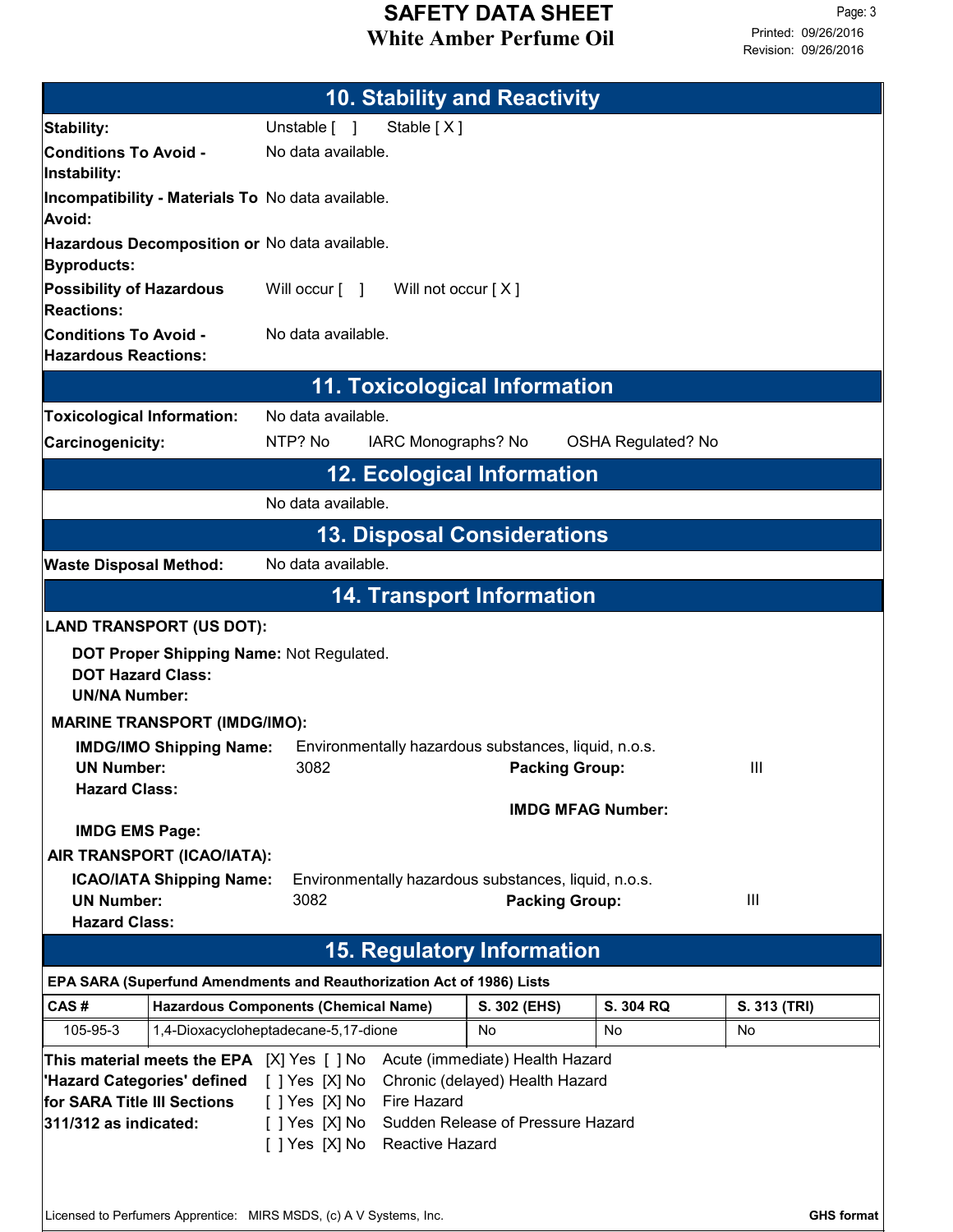## 10. Stability and Reactivity

**Stability:** Unstable [ ] Stable [ X ]

**Conditions To Avoid - Instability:** No data available.

**Incompatibility - Materials To Avoid:** No data available.

**Hazardous Decomposition or Byproducts:** No data available.

**Possibility of Hazardous Reactions:** Will occur [ ] Will not occur [ X ]

**Conditions To Avoid - Hazardous Reactions:** No data available.

## 11. Toxicological Information

**Toxicological Information:** No data available.

**Carcinogenicity:** NTP? No IARC Monographs? No OSHA Regulated? No

## 12. Ecological Information

No data available.

## 13. Disposal Considerations

**Waste Disposal Method:** No data available.

## 14. Transport Information

**LAND TRANSPORT (US DOT):**

**DOT Proper Shipping Name:** Not Regulated.
**DOT Hazard Class:**
**UN/NA Number:**

**MARINE TRANSPORT (IMDG/IMO):**

**IMDG/IMO Shipping Name:** Environmentally hazardous substances, liquid, n.o.s.
**UN Number:** 3082 **Packing Group:** III
**Hazard Class:**
**IMDG MFAG Number:**
**IMDG EMS Page:**

**AIR TRANSPORT (ICAO/IATA):**

**ICAO/IATA Shipping Name:** Environmentally hazardous substances, liquid, n.o.s.
**UN Number:** 3082 **Packing Group:** III
**Hazard Class:**

## 15. Regulatory Information

**EPA SARA (Superfund Amendments and Reauthorization Act of 1986) Lists**

| CAS # | Hazardous Components (Chemical Name) | S. 302 (EHS) | S. 304 RQ | S. 313 (TRI) |
|---|---|---|---|---|
| 105-95-3 | 1,4-Dioxacycloheptadecane-5,17-dione | No | No | No |

**This material meets the EPA 'Hazard Categories' defined for SARA Title III Sections 311/312 as indicated:**

[X] Yes [ ] No Acute (immediate) Health Hazard
[ ] Yes [X] No Chronic (delayed) Health Hazard
[ ] Yes [X] No Fire Hazard
[ ] Yes [X] No Sudden Release of Pressure Hazard
[ ] Yes [X] No Reactive Hazard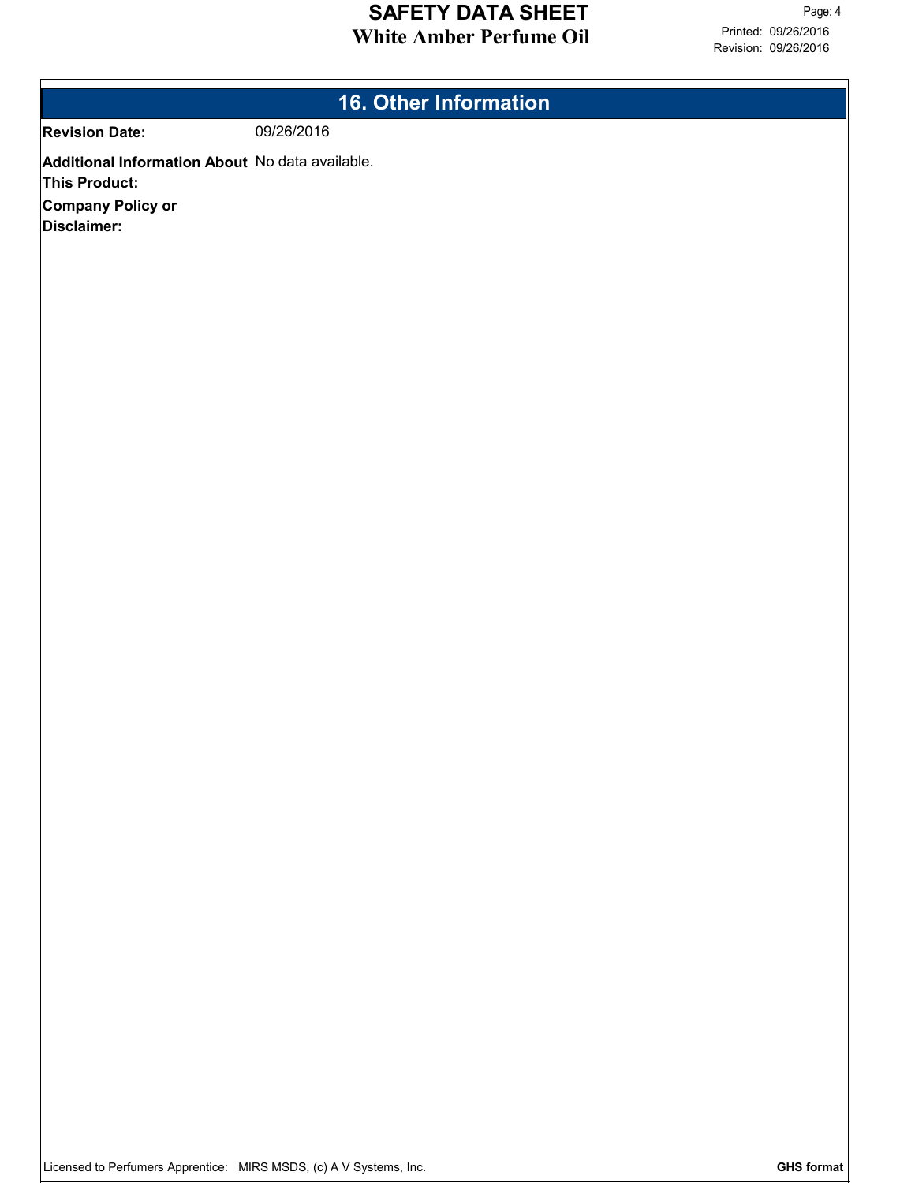## 16. Other Information

**Revision Date:** 09/26/2016

**Additional Information About This Product:** No data available.

**Company Policy or Disclaimer:**